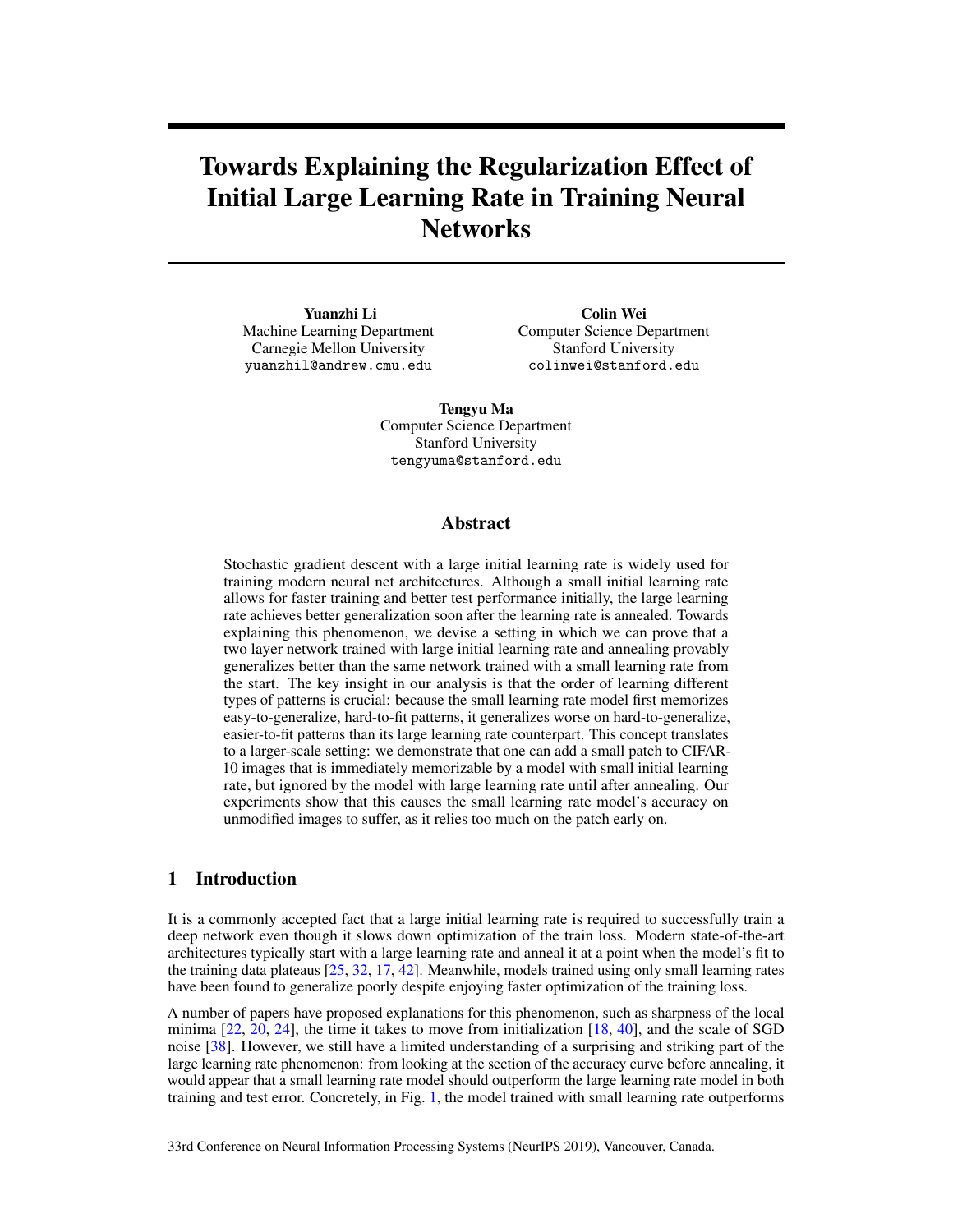# Towards Explaining the Regularization Effect of Initial Large Learning Rate in Training Neural Networks

**Yuanzhi Li**
Machine Learning Department
Carnegie Mellon University
yuanzhil@andrew.cmu.edu

**Colin Wei**
Computer Science Department
Stanford University
colinwei@stanford.edu

**Tengyu Ma**
Computer Science Department
Stanford University
tengyuma@stanford.edu

## Abstract

Stochastic gradient descent with a large initial learning rate is widely used for training modern neural net architectures. Although a small initial learning rate allows for faster training and better test performance initially, the large learning rate achieves better generalization soon after the learning rate is annealed. Towards explaining this phenomenon, we devise a setting in which we can prove that a two layer network trained with large initial learning rate and annealing provably generalizes better than the same network trained with a small learning rate from the start. The key insight in our analysis is that the order of learning different types of patterns is crucial: because the small learning rate model first memorizes easy-to-generalize, hard-to-fit patterns, it generalizes worse on hard-to-generalize, easier-to-fit patterns than its large learning rate counterpart. This concept translates to a larger-scale setting: we demonstrate that one can add a small patch to CIFAR-10 images that is immediately memorizable by a model with small initial learning rate, but ignored by the model with large learning rate until after annealing. Our experiments show that this causes the small learning rate model's accuracy on unmodified images to suffer, as it relies too much on the patch early on.

## 1 Introduction

It is a commonly accepted fact that a large initial learning rate is required to successfully train a deep network even though it slows down optimization of the train loss. Modern state-of-the-art architectures typically start with a large learning rate and anneal it at a point when the model's fit to the training data plateaus [25, 32, 17, 42]. Meanwhile, models trained using only small learning rates have been found to generalize poorly despite enjoying faster optimization of the training loss.

A number of papers have proposed explanations for this phenomenon, such as sharpness of the local minima [22, 20, 24], the time it takes to move from initialization [18, 40], and the scale of SGD noise [38]. However, we still have a limited understanding of a surprising and striking part of the large learning rate phenomenon: from looking at the section of the accuracy curve before annealing, it would appear that a small learning rate model should outperform the large learning rate model in both training and test error. Concretely, in Fig. 1, the model trained with small learning rate outperforms

33rd Conference on Neural Information Processing Systems (NeurIPS 2019), Vancouver, Canada.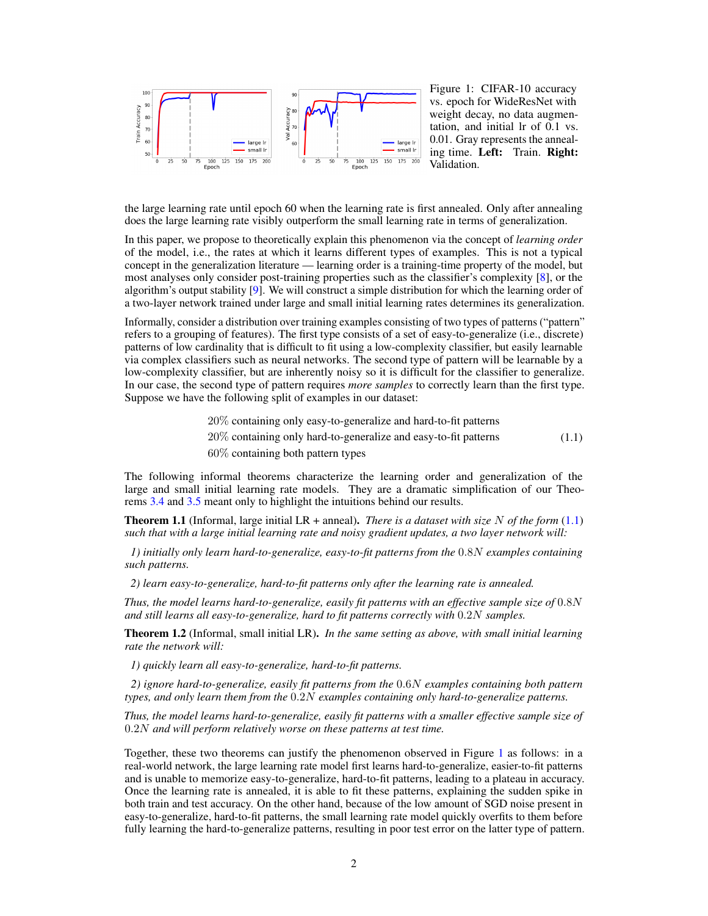Figure 1: CIFAR-10 accuracy vs. epoch for WideResNet with weight decay, no data augmentation, and initial lr of 0.1 vs. 0.01. Gray represents the annealing time. **Left:** Train. **Right:** Validation.

the large learning rate until epoch 60 when the learning rate is first annealed. Only after annealing does the large learning rate visibly outperform the small learning rate in terms of generalization.

In this paper, we propose to theoretically explain this phenomenon via the concept of *learning order* of the model, i.e., the rates at which it learns different types of examples. This is not a typical concept in the generalization literature — learning order is a training-time property of the model, but most analyses only consider post-training properties such as the classifier's complexity [8], or the algorithm's output stability [9]. We will construct a simple distribution for which the learning order of a two-layer network trained under large and small initial learning rates determines its generalization.

Informally, consider a distribution over training examples consisting of two types of patterns ("pattern" refers to a grouping of features). The first type consists of a set of easy-to-generalize (i.e., discrete) patterns of low cardinality that is difficult to fit using a low-complexity classifier, but easily learnable via complex classifiers such as neural networks. The second type of pattern will be learnable by a low-complexity classifier, but are inherently noisy so it is difficult for the classifier to generalize. In our case, the second type of pattern requires *more samples* to correctly learn than the first type. Suppose we have the following split of examples in our dataset:

$$
\begin{aligned}
&20\% \text{ containing only easy-to-generalize and hard-to-fit patterns} \\
&20\% \text{ containing only hard-to-generalize and easy-to-fit patterns} \\
&60\% \text{ containing both pattern types}
\end{aligned}
\tag{1.1}
$$

The following informal theorems characterize the learning order and generalization of the large and small initial learning rate models. They are a dramatic simplification of our Theorems 3.4 and 3.5 meant only to highlight the intuitions behind our results.

**Theorem 1.1** (Informal, large initial LR + anneal)**.** *There is a dataset with size $N$ of the form (1.1) such that with a large initial learning rate and noisy gradient updates, a two layer network will:*

*1) initially only learn hard-to-generalize, easy-to-fit patterns from the $0.8N$ examples containing such patterns.*

*2) learn easy-to-generalize, hard-to-fit patterns only after the learning rate is annealed.*

*Thus, the model learns hard-to-generalize, easily fit patterns with an effective sample size of $0.8N$ and still learns all easy-to-generalize, hard to fit patterns correctly with $0.2N$ samples.*

**Theorem 1.2** (Informal, small initial LR)**.** *In the same setting as above, with small initial learning rate the network will:*

*1) quickly learn all easy-to-generalize, hard-to-fit patterns.*

*2) ignore hard-to-generalize, easily fit patterns from the $0.6N$ examples containing both pattern types, and only learn them from the $0.2N$ examples containing only hard-to-generalize patterns.*

*Thus, the model learns hard-to-generalize, easily fit patterns with a smaller effective sample size of $0.2N$ and will perform relatively worse on these patterns at test time.*

Together, these two theorems can justify the phenomenon observed in Figure 1 as follows: in a real-world network, the large learning rate model first learns hard-to-generalize, easier-to-fit patterns and is unable to memorize easy-to-generalize, hard-to-fit patterns, leading to a plateau in accuracy. Once the learning rate is annealed, it is able to fit these patterns, explaining the sudden spike in both train and test accuracy. On the other hand, because of the low amount of SGD noise present in easy-to-generalize, hard-to-fit patterns, the small learning rate model quickly overfits to them before fully learning the hard-to-generalize patterns, resulting in poor test error on the latter type of pattern.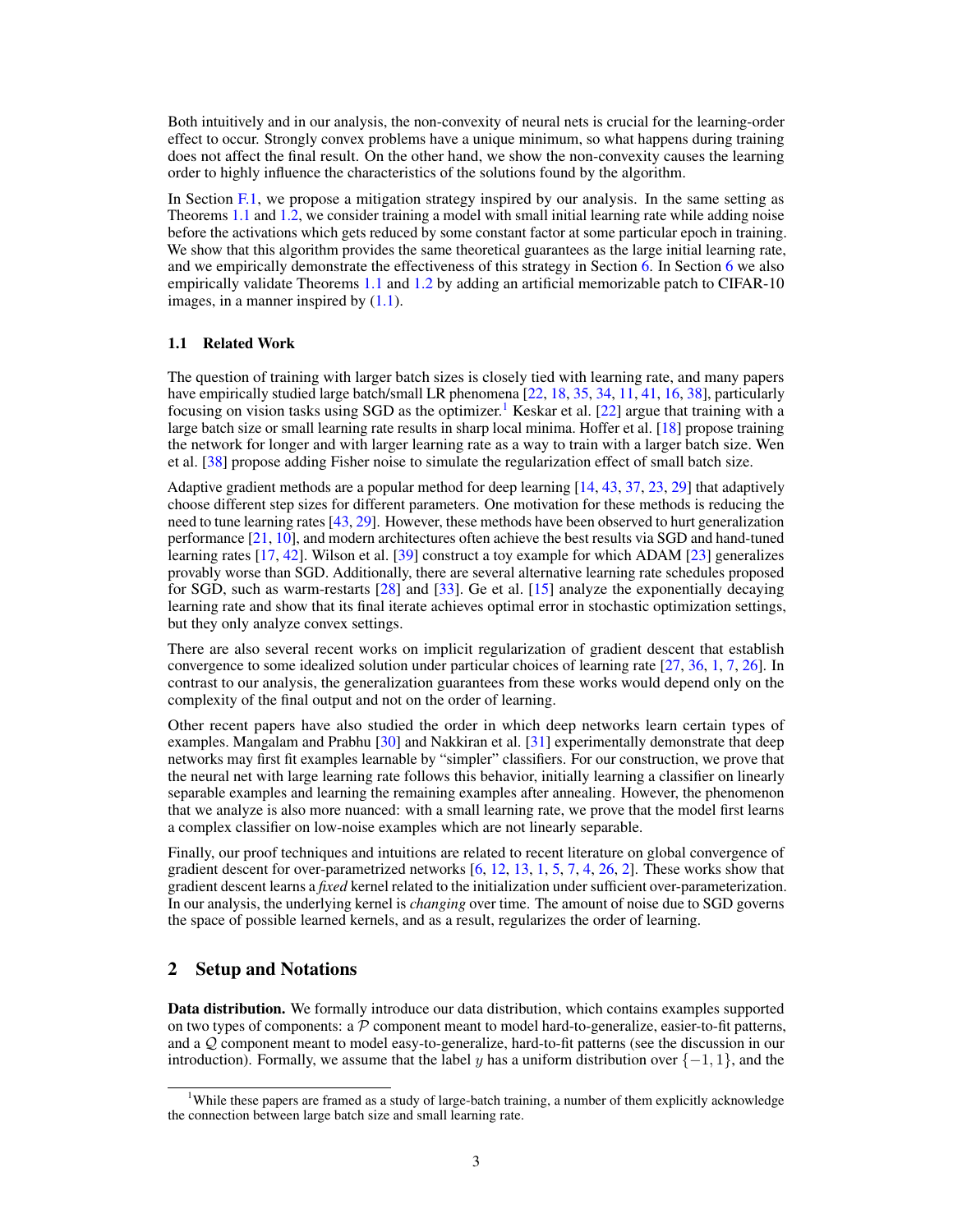Both intuitively and in our analysis, the non-convexity of neural nets is crucial for the learning-order effect to occur. Strongly convex problems have a unique minimum, so what happens during training does not affect the final result. On the other hand, we show the non-convexity causes the learning order to highly influence the characteristics of the solutions found by the algorithm.

In Section F.1, we propose a mitigation strategy inspired by our analysis. In the same setting as Theorems 1.1 and 1.2, we consider training a model with small initial learning rate while adding noise before the activations which gets reduced by some constant factor at some particular epoch in training. We show that this algorithm provides the same theoretical guarantees as the large initial learning rate, and we empirically demonstrate the effectiveness of this strategy in Section 6. In Section 6 we also empirically validate Theorems 1.1 and 1.2 by adding an artificial memorizable patch to CIFAR-10 images, in a manner inspired by (1.1).

### 1.1 Related Work

The question of training with larger batch sizes is closely tied with learning rate, and many papers have empirically studied large batch/small LR phenomena [22, 18, 35, 34, 11, 41, 16, 38], particularly focusing on vision tasks using SGD as the optimizer.[1] Keskar et al. [22] argue that training with a large batch size or small learning rate results in sharp local minima. Hoffer et al. [18] propose training the network for longer and with larger learning rate as a way to train with a larger batch size. Wen et al. [38] propose adding Fisher noise to simulate the regularization effect of small batch size.

Adaptive gradient methods are a popular method for deep learning [14, 43, 37, 23, 29] that adaptively choose different step sizes for different parameters. One motivation for these methods is reducing the need to tune learning rates [43, 29]. However, these methods have been observed to hurt generalization performance [21, 10], and modern architectures often achieve the best results via SGD and hand-tuned learning rates [17, 42]. Wilson et al. [39] construct a toy example for which ADAM [23] generalizes provably worse than SGD. Additionally, there are several alternative learning rate schedules proposed for SGD, such as warm-restarts [28] and [33]. Ge et al. [15] analyze the exponentially decaying learning rate and show that its final iterate achieves optimal error in stochastic optimization settings, but they only analyze convex settings.

There are also several recent works on implicit regularization of gradient descent that establish convergence to some idealized solution under particular choices of learning rate [27, 36, 1, 7, 26]. In contrast to our analysis, the generalization guarantees from these works would depend only on the complexity of the final output and not on the order of learning.

Other recent papers have also studied the order in which deep networks learn certain types of examples. Mangalam and Prabhu [30] and Nakkiran et al. [31] experimentally demonstrate that deep networks may first fit examples learnable by "simpler" classifiers. For our construction, we prove that the neural net with large learning rate follows this behavior, initially learning a classifier on linearly separable examples and learning the remaining examples after annealing. However, the phenomenon that we analyze is also more nuanced: with a small learning rate, we prove that the model first learns a complex classifier on low-noise examples which are not linearly separable.

Finally, our proof techniques and intuitions are related to recent literature on global convergence of gradient descent for over-parametrized networks [6, 12, 13, 1, 5, 7, 4, 26, 2]. These works show that gradient descent learns a *fixed* kernel related to the initialization under sufficient over-parameterization. In our analysis, the underlying kernel is *changing* over time. The amount of noise due to SGD governs the space of possible learned kernels, and as a result, regularizes the order of learning.

## 2 Setup and Notations

**Data distribution.** We formally introduce our data distribution, which contains examples supported on two types of components: a $\mathcal{P}$ component meant to model hard-to-generalize, easier-to-fit patterns, and a $\mathcal{Q}$ component meant to model easy-to-generalize, hard-to-fit patterns (see the discussion in our introduction). Formally, we assume that the label $y$ has a uniform distribution over $\{-1, 1\}$, and the

[1] While these papers are framed as a study of large-batch training, a number of them explicitly acknowledge the connection between large batch size and small learning rate.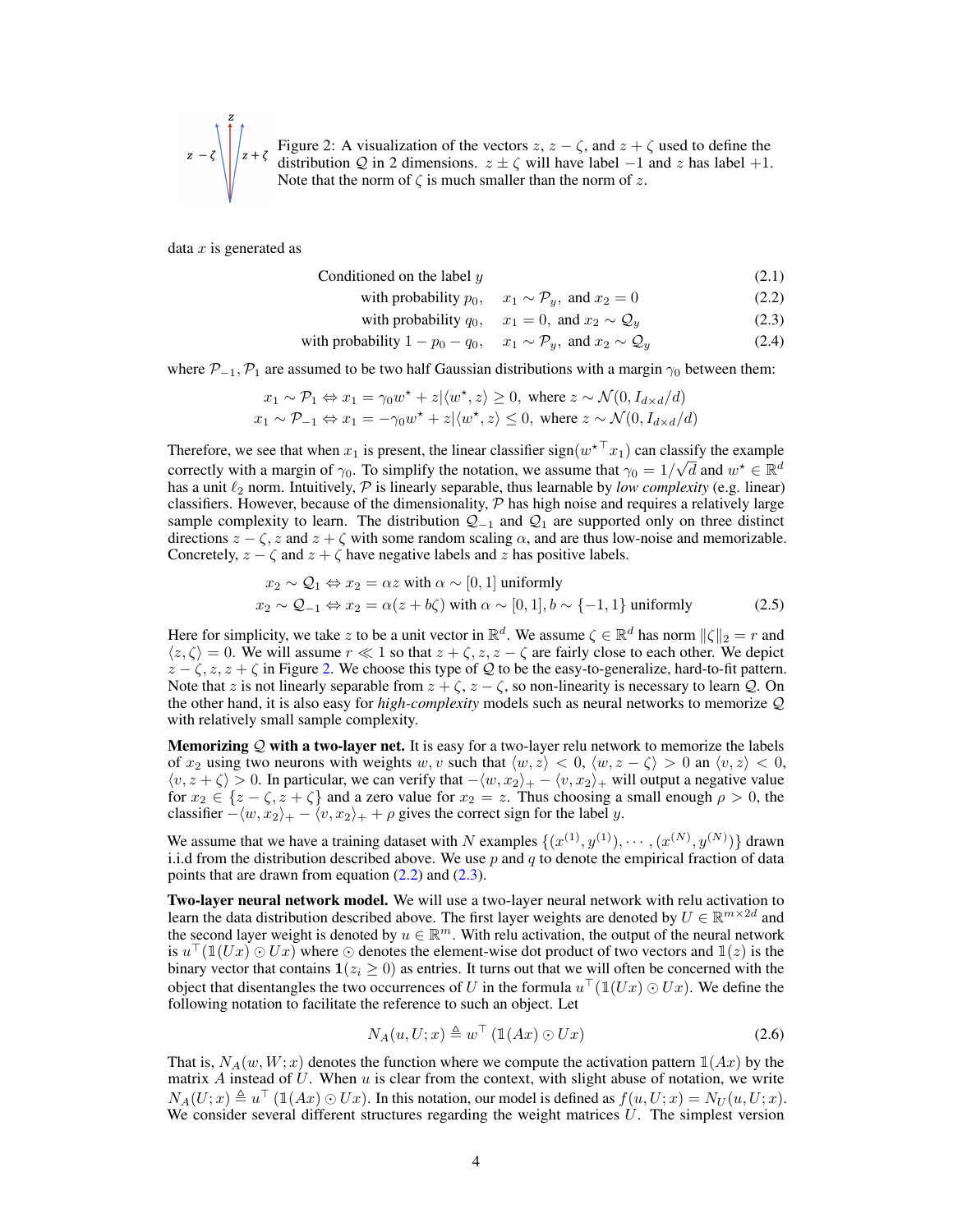Figure 2: A visualization of the vectors $z$, $z - \zeta$, and $z + \zeta$ used to define the distribution $\mathcal{Q}$ in 2 dimensions. $z \pm \zeta$ will have label $-1$ and $z$ has label $+1$. Note that the norm of $\zeta$ is much smaller than the norm of $z$.

data $x$ is generated as

$$
\begin{aligned}
&\text{Conditioned on the label } y && (2.1)\\
&\text{with probability } p_0, \quad x_1 \sim \mathcal{P}_y, \text{ and } x_2 = 0 && (2.2)\\
&\text{with probability } q_0, \quad x_1 = 0, \text{ and } x_2 \sim \mathcal{Q}_y && (2.3)\\
&\text{with probability } 1 - p_0 - q_0, \quad x_1 \sim \mathcal{P}_y, \text{ and } x_2 \sim \mathcal{Q}_y && (2.4)
\end{aligned}
$$

where $\mathcal{P}_{-1}, \mathcal{P}_1$ are assumed to be two half Gaussian distributions with a margin $\gamma_0$ between them:

$$
\begin{aligned}
x_1 \sim \mathcal{P}_1 &\Leftrightarrow x_1 = \gamma_0 w^\star + z | \langle w^\star, z \rangle \geq 0, \text{ where } z \sim \mathcal{N}(0, I_{d\times d}/d)\\
x_1 \sim \mathcal{P}_{-1} &\Leftrightarrow x_1 = -\gamma_0 w^\star + z | \langle w^\star, z \rangle \leq 0, \text{ where } z \sim \mathcal{N}(0, I_{d\times d}/d)
\end{aligned}
$$

Therefore, we see that when $x_1$ is present, the linear classifier $\text{sign}({w^\star}^\top x_1)$ can classify the example correctly with a margin of $\gamma_0$. To simplify the notation, we assume that $\gamma_0 = 1/\sqrt{d}$ and $w^\star \in \mathbb{R}^d$ has a unit $\ell_2$ norm. Intuitively, $\mathcal{P}$ is linearly separable, thus learnable by *low complexity* (e.g. linear) classifiers. However, because of the dimensionality, $\mathcal{P}$ has high noise and requires a relatively large sample complexity to learn. The distribution $\mathcal{Q}_{-1}$ and $\mathcal{Q}_1$ are supported only on three distinct directions $z - \zeta$, $z$ and $z + \zeta$ with some random scaling $\alpha$, and are thus low-noise and memorizable. Concretely, $z - \zeta$ and $z + \zeta$ have negative labels and $z$ has positive labels.

$$
\begin{aligned}
x_2 \sim \mathcal{Q}_1 &\Leftrightarrow x_2 = \alpha z \text{ with } \alpha \sim [0,1] \text{ uniformly}\\
x_2 \sim \mathcal{Q}_{-1} &\Leftrightarrow x_2 = \alpha(z + b\zeta) \text{ with } \alpha \sim [0,1], b \sim \{-1, 1\} \text{ uniformly}
\end{aligned}
\tag{2.5}
$$

Here for simplicity, we take $z$ to be a unit vector in $\mathbb{R}^d$. We assume $\zeta \in \mathbb{R}^d$ has norm $\|\zeta\|_2 = r$ and $\langle z, \zeta \rangle = 0$. We will assume $r \ll 1$ so that $z + \zeta, z, z - \zeta$ are fairly close to each other. We depict $z - \zeta, z, z + \zeta$ in Figure 2. We choose this type of $\mathcal{Q}$ to be the easy-to-generalize, hard-to-fit pattern. Note that $z$ is not linearly separable from $z + \zeta$, $z - \zeta$, so non-linearity is necessary to learn $\mathcal{Q}$. On the other hand, it is also easy for *high-complexity* models such as neural networks to memorize $\mathcal{Q}$ with relatively small sample complexity.

**Memorizing $\mathcal{Q}$ with a two-layer net.** It is easy for a two-layer relu network to memorize the labels of $x_2$ using two neurons with weights $w, v$ such that $\langle w, z \rangle < 0$, $\langle w, z - \zeta \rangle > 0$ an $\langle v, z \rangle < 0$, $\langle v, z + \zeta \rangle > 0$. In particular, we can verify that $-\langle w, x_2 \rangle_+ - \langle v, x_2 \rangle_+$ will output a negative value for $x_2 \in \{z - \zeta, z + \zeta\}$ and a zero value for $x_2 = z$. Thus choosing a small enough $\rho > 0$, the classifier $-\langle w, x_2 \rangle_+ - \langle v, x_2 \rangle_+ + \rho$ gives the correct sign for the label $y$.

We assume that we have a training dataset with $N$ examples $\{(x^{(1)}, y^{(1)}), \cdots, (x^{(N)}, y^{(N)})\}$ drawn i.i.d from the distribution described above. We use $p$ and $q$ to denote the empirical fraction of data points that are drawn from equation (2.2) and (2.3).

**Two-layer neural network model.** We will use a two-layer neural network with relu activation to learn the data distribution described above. The first layer weights are denoted by $U \in \mathbb{R}^{m \times 2d}$ and the second layer weight is denoted by $u \in \mathbb{R}^m$. With relu activation, the output of the neural network is $u^\top (\mathbb{1}(Ux) \odot Ux)$ where $\odot$ denotes the element-wise dot product of two vectors and $\mathbb{1}(z)$ is the binary vector that contains $\mathbf{1}(z_i \geq 0)$ as entries. It turns out that we will often be concerned with the object that disentangles the two occurrences of $U$ in the formula $u^\top (\mathbb{1}(Ux) \odot Ux)$. We define the following notation to facilitate the reference to such an object. Let

$$
N_A(u, U; x) \triangleq w^\top (\mathbb{1}(Ax) \odot Ux) \tag{2.6}
$$

That is, $N_A(w, W; x)$ denotes the function where we compute the activation pattern $\mathbb{1}(Ax)$ by the matrix $A$ instead of $U$. When $u$ is clear from the context, with slight abuse of notation, we write $N_A(U; x) \triangleq u^\top (\mathbb{1}(Ax) \odot Ux)$. In this notation, our model is defined as $f(u, U; x) = N_U(u, U; x)$. We consider several different structures regarding the weight matrices $U$. The simplest version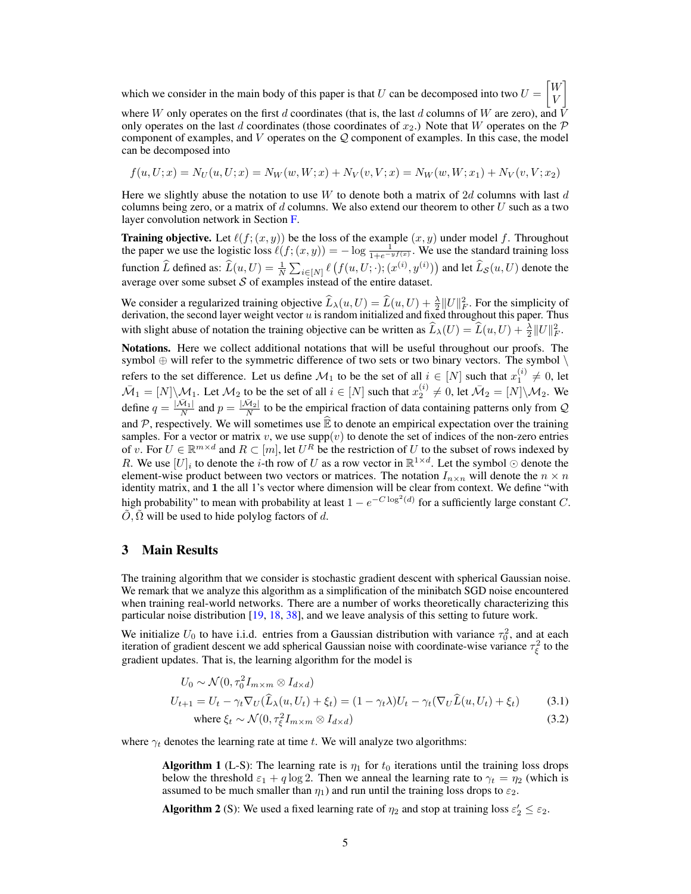which we consider in the main body of this paper is that $U$ can be decomposed into two $U = \begin{bmatrix} W \\ V \end{bmatrix}$ where $W$ only operates on the first $d$ coordinates (that is, the last $d$ columns of $W$ are zero), and $V$ only operates on the last $d$ coordinates (those coordinates of $x_2$.) Note that $W$ operates on the $\mathcal{P}$ component of examples, and $V$ operates on the $\mathcal{Q}$ component of examples. In this case, the model can be decomposed into

$$f(u, U; x) = N_U(u, U; x) = N_W(w, W; x) + N_V(v, V; x) = N_W(w, W; x_1) + N_V(v, V; x_2)$$

Here we slightly abuse the notation to use $W$ to denote both a matrix of $2d$ columns with last $d$ columns being zero, or a matrix of $d$ columns. We also extend our theorem to other $U$ such as a two layer convolution network in Section F.

**Training objective.** Let $\ell(f; (x, y))$ be the loss of the example $(x, y)$ under model $f$. Throughout the paper we use the logistic loss $\ell(f; (x, y)) = -\log \frac{1}{1+e^{-yf(x)}}$. We use the standard training loss function $\widehat{L}$ defined as: $\widehat{L}(u, U) = \frac{1}{N}\sum_{i\in[N]} \ell\left(f(u, U; \cdot); (x^{(i)}, y^{(i)})\right)$ and let $\widehat{L}_{\mathcal{S}}(u, U)$ denote the average over some subset $\mathcal{S}$ of examples instead of the entire dataset.

We consider a regularized training objective $\widehat{L}_\lambda(u, U) = \widehat{L}(u, U) + \frac{\lambda}{2}\|U\|_F^2$. For the simplicity of derivation, the second layer weight vector $u$ is random initialized and fixed throughout this paper. Thus with slight abuse of notation the training objective can be written as $\widehat{L}_\lambda(U) = \widehat{L}(u, U) + \frac{\lambda}{2}\|U\|_F^2$.

**Notations.** Here we collect additional notations that will be useful throughout our proofs. The symbol $\oplus$ will refer to the symmetric difference of two sets or two binary vectors. The symbol $\setminus$ refers to the set difference. Let us define $\mathcal{M}_1$ to be the set of all $i \in [N]$ such that $x_1^{(i)} \neq 0$, let $\bar{\mathcal{M}}_1 = [N]\setminus\mathcal{M}_1$. Let $\mathcal{M}_2$ to be the set of all $i \in [N]$ such that $x_2^{(i)} \neq 0$, let $\bar{\mathcal{M}}_2 = [N]\setminus\mathcal{M}_2$. We define $q = \frac{|\bar{\mathcal{M}}_1|}{N}$ and $p = \frac{|\bar{\mathcal{M}}_2|}{N}$ to be the empirical fraction of data containing patterns only from $\mathcal{Q}$ and $\mathcal{P}$, respectively. We will sometimes use $\widehat{\mathbb{E}}$ to denote an empirical expectation over the training samples. For a vector or matrix $v$, we use $\text{supp}(v)$ to denote the set of indices of the non-zero entries of $v$. For $U \in \mathbb{R}^{m\times d}$ and $R \subset [m]$, let $U^R$ be the restriction of $U$ to the subset of rows indexed by $R$. We use $[U]_i$ to denote the $i$-th row of $U$ as a row vector in $\mathbb{R}^{1\times d}$. Let the symbol $\odot$ denote the element-wise product between two vectors or matrices. The notation $I_{n\times n}$ will denote the $n \times n$ identity matrix, and $\mathbf{1}$ the all 1's vector where dimension will be clear from context. We define "with high probability" to mean with probability at least $1 - e^{-C\log^2(d)}$ for a sufficiently large constant $C$. $\tilde{O}, \tilde{\Omega}$ will be used to hide polylog factors of $d$.

## 3 Main Results

The training algorithm that we consider is stochastic gradient descent with spherical Gaussian noise. We remark that we analyze this algorithm as a simplification of the minibatch SGD noise encountered when training real-world networks. There are a number of works theoretically characterizing this particular noise distribution [19, 18, 38], and we leave analysis of this setting to future work.

We initialize $U_0$ to have i.i.d. entries from a Gaussian distribution with variance $\tau_0^2$, and at each iteration of gradient descent we add spherical Gaussian noise with coordinate-wise variance $\tau_\xi^2$ to the gradient updates. That is, the learning algorithm for the model is

$$U_0 \sim \mathcal{N}(0, \tau_0^2 I_{m\times m} \otimes I_{d\times d})$$

$$U_{t+1} = U_t - \gamma_t \nabla_U(\widehat{L}_\lambda(u, U_t) + \xi_t) = (1 - \gamma_t\lambda)U_t - \gamma_t(\nabla_U \widehat{L}(u, U_t) + \xi_t) \tag{3.1}$$

$$\text{where } \xi_t \sim \mathcal{N}(0, \tau_\xi^2 I_{m\times m} \otimes I_{d\times d}) \tag{3.2}$$

where $\gamma_t$ denotes the learning rate at time $t$. We will analyze two algorithms:

> **Algorithm 1** (L-S): The learning rate is $\eta_1$ for $t_0$ iterations until the training loss drops below the threshold $\varepsilon_1 + q\log 2$. Then we anneal the learning rate to $\gamma_t = \eta_2$ (which is assumed to be much smaller than $\eta_1$) and run until the training loss drops to $\varepsilon_2$.

> **Algorithm 2** (S): We used a fixed learning rate of $\eta_2$ and stop at training loss $\varepsilon_2' \leq \varepsilon_2$.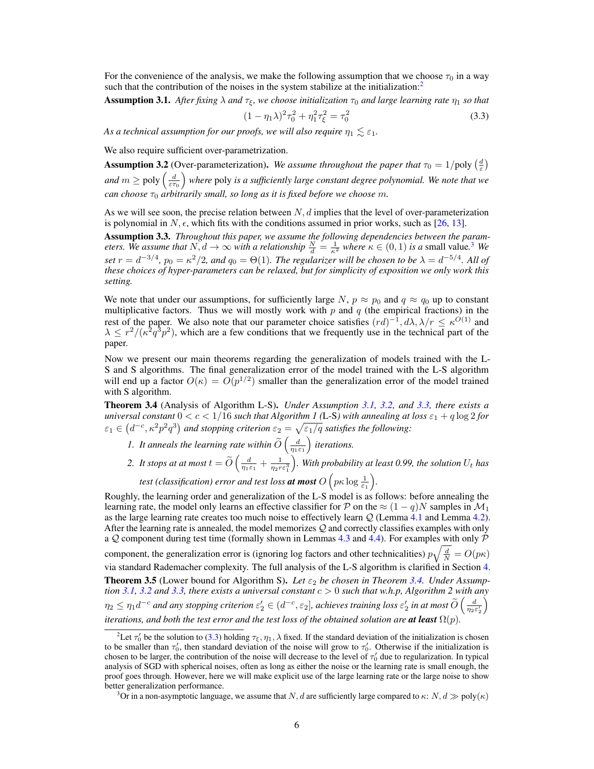For the convenience of the analysis, we make the following assumption that we choose $\tau_0$ in a way such that the contribution of the noises in the system stabilize at the initialization:[2]

**Assumption 3.1.** *After fixing $\lambda$ and $\tau_\xi$, we choose initialization $\tau_0$ and large learning rate $\eta_1$ so that*

$$(1-\eta_1\lambda)^2\tau_0^2 + \eta_1^2\tau_\xi^2 = \tau_0^2 \tag{3.3}$$

*As a technical assumption for our proofs, we will also require $\eta_1 \lesssim \varepsilon_1$.*

We also require sufficient over-parametrization.

**Assumption 3.2** (Over-parameterization)**.** *We assume throughout the paper that $\tau_0 = 1/\text{poly}\left(\frac{d}{\varepsilon}\right)$ and $m \geq \text{poly}\left(\frac{d}{\varepsilon\tau_0}\right)$ where* poly *is a sufficiently large constant degree polynomial. We note that we can choose $\tau_0$ arbitrarily small, so long as it is fixed before we choose $m$.*

As we will see soon, the precise relation between $N, d$ implies that the level of over-parameterization is polynomial in $N, \epsilon$, which fits with the conditions assumed in prior works, such as [26, 13].

**Assumption 3.3.** *Throughout this paper, we assume the following dependencies between the parameters. We assume that $N, d \to \infty$ with a relationship $\frac{N}{d} = \frac{1}{\kappa^2}$ where $\kappa \in (0,1)$ is a* small *value.*[3] *We set $r = d^{-3/4}$, $p_0 = \kappa^2/2$, and $q_0 = \Theta(1)$. The regularizer will be chosen to be $\lambda = d^{-5/4}$. All of these choices of hyper-parameters can be relaxed, but for simplicity of exposition we only work this setting.*

We note that under our assumptions, for sufficiently large $N$, $p \approx p_0$ and $q \approx q_0$ up to constant multiplicative factors. Thus we will mostly work with $p$ and $q$ (the empirical fractions) in the rest of the paper. We also note that our parameter choice satisfies $(rd)^{-1}, d\lambda, \lambda/r \leq \kappa^{O(1)}$ and $\lambda \leq r^2/(\kappa^2 q^3 p^2)$, which are a few conditions that we frequently use in the technical part of the paper.

Now we present our main theorems regarding the generalization of models trained with the L-S and S algorithms. The final generalization error of the model trained with the L-S algorithm will end up a factor $O(\kappa) = O(p^{1/2})$ smaller than the generalization error of the model trained with S algorithm.

**Theorem 3.4** (Analysis of Algorithm L-S)**.** *Under Assumption 3.1, 3.2, and 3.3, there exists a universal constant $0 < c < 1/16$ such that Algorithm 1 (*L-S*) with annealing at loss $\varepsilon_1 + q\log 2$ for $\varepsilon_1 \in \left(d^{-c}, \kappa^2 p^2 q^3\right)$ and stopping criterion $\varepsilon_2 = \sqrt{\varepsilon_1/q}$ satisfies the following:*

1. *It anneals the learning rate within $\widetilde{O}\left(\frac{d}{\eta_1\varepsilon_1}\right)$ iterations.*
2. *It stops at at most $t = \widetilde{O}\left(\frac{d}{\eta_1\varepsilon_1} + \frac{1}{\eta_2 r \varepsilon_1^3}\right)$. With probability at least 0.99, the solution $U_t$ has test (classification) error and test loss* ***at most*** *$O\left(p\kappa\log\frac{1}{\varepsilon_1}\right)$.*

Roughly, the learning order and generalization of the L-S model is as follows: before annealing the learning rate, the model only learns an effective classifier for $\mathcal{P}$ on the $\approx (1-q)N$ samples in $\mathcal{M}_1$ as the large learning rate creates too much noise to effectively learn $\mathcal{Q}$ (Lemma 4.1 and Lemma 4.2). After the learning rate is annealed, the model memorizes $\mathcal{Q}$ and correctly classifies examples with only a $\mathcal{Q}$ component during test time (formally shown in Lemmas 4.3 and 4.4). For examples with only $\mathcal{P}$ component, the generalization error is (ignoring log factors and other technicalities) $p\sqrt{\frac{d}{N}} = O(p\kappa)$ via standard Rademacher complexity. The full analysis of the L-S algorithm is clarified in Section 4.

**Theorem 3.5** (Lower bound for Algorithm S)**.** *Let $\varepsilon_2$ be chosen in Theorem 3.4. Under Assumption 3.1, 3.2 and 3.3, there exists a universal constant $c > 0$ such that w.h.p, Algorithm 2 with any $\eta_2 \leq \eta_1 d^{-c}$ and any stopping criterion $\varepsilon_2' \in (d^{-c}, \varepsilon_2]$, achieves training loss $\varepsilon_2'$ in at most $\widetilde{O}\left(\frac{d}{\eta_2\varepsilon_2'}\right)$ iterations, and both the test error and the test loss of the obtained solution are* ***at least*** *$\Omega(p)$.*

---

[2] Let $\tau_0'$ be the solution to (3.3) holding $\tau_\xi, \eta_1, \lambda$ fixed. If the standard deviation of the initialization is chosen to be smaller than $\tau_0'$, then standard deviation of the noise will grow to $\tau_0'$. Otherwise if the initialization is chosen to be larger, the contribution of the noise will decrease to the level of $\tau_0'$ due to regularization. In typical analysis of SGD with spherical noises, often as long as either the noise or the learning rate is small enough, the proof goes through. However, here we will make explicit use of the large learning rate or the large noise to show better generalization performance.

[3] Or in a non-asymptotic language, we assume that $N, d$ are sufficiently large compared to $\kappa$: $N, d \gg \text{poly}(\kappa)$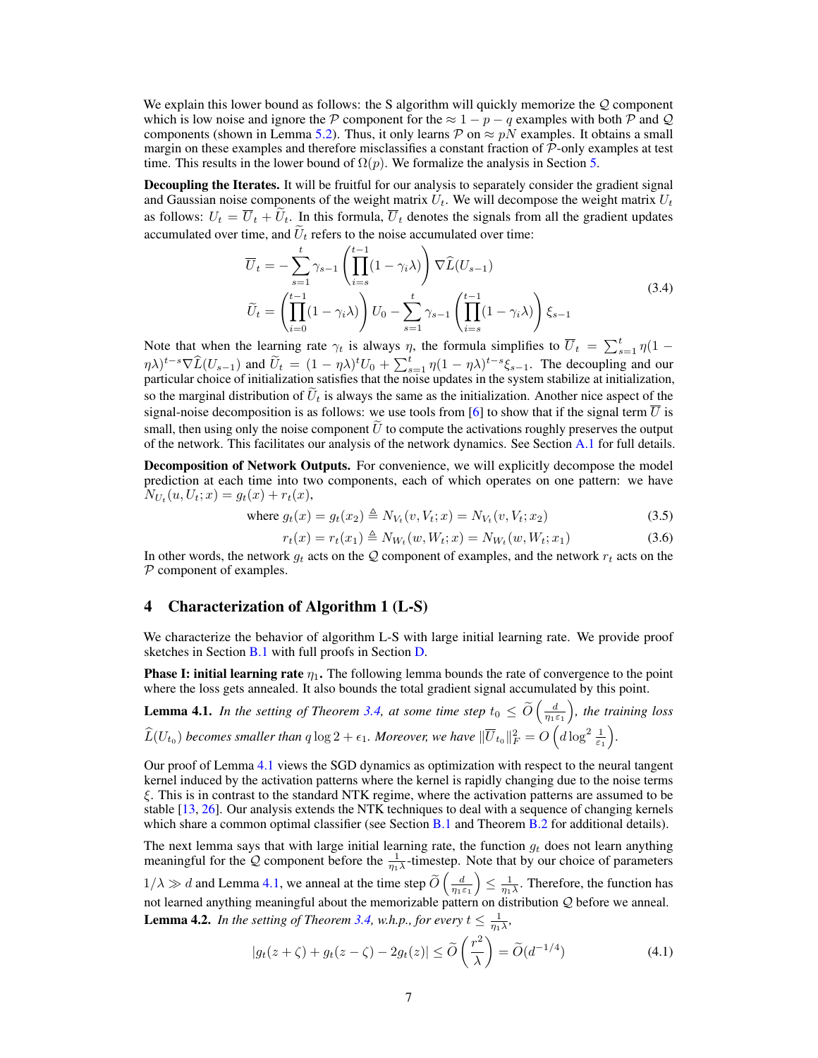We explain this lower bound as follows: the S algorithm will quickly memorize the $\mathcal{Q}$ component which is low noise and ignore the $\mathcal{P}$ component for the $\approx 1 - p - q$ examples with both $\mathcal{P}$ and $\mathcal{Q}$ components (shown in Lemma 5.2). Thus, it only learns $\mathcal{P}$ on $\approx pN$ examples. It obtains a small margin on these examples and therefore misclassifies a constant fraction of $\mathcal{P}$-only examples at test time. This results in the lower bound of $\Omega(p)$. We formalize the analysis in Section 5.

**Decoupling the Iterates.** It will be fruitful for our analysis to separately consider the gradient signal and Gaussian noise components of the weight matrix $U_t$. We will decompose the weight matrix $U_t$ as follows: $U_t = \overline{U}_t + \widetilde{U}_t$. In this formula, $\overline{U}_t$ denotes the signals from all the gradient updates accumulated over time, and $\widetilde{U}_t$ refers to the noise accumulated over time:

$$
\begin{aligned}
\overline{U}_t &= -\sum_{s=1}^{t} \gamma_{s-1} \left( \prod_{i=s}^{t-1} (1 - \gamma_i \lambda) \right) \nabla \widehat{L}(U_{s-1}) \\
\widetilde{U}_t &= \left( \prod_{i=0}^{t-1} (1 - \gamma_i \lambda) \right) U_0 - \sum_{s=1}^{t} \gamma_{s-1} \left( \prod_{i=s}^{t-1} (1 - \gamma_i \lambda) \right) \xi_{s-1}
\end{aligned}
\tag{3.4}
$$

Note that when the learning rate $\gamma_t$ is always $\eta$, the formula simplifies to $\overline{U}_t = \sum_{s=1}^{t} \eta (1 - \eta\lambda)^{t-s} \nabla \widehat{L}(U_{s-1})$ and $\widetilde{U}_t = (1 - \eta\lambda)^t U_0 + \sum_{s=1}^{t} \eta (1 - \eta\lambda)^{t-s} \xi_{s-1}$. The decoupling and our particular choice of initialization satisfies that the noise updates in the system stabilize at initialization, so the marginal distribution of $\widetilde{U}_t$ is always the same as the initialization. Another nice aspect of the signal-noise decomposition is as follows: we use tools from [6] to show that if the signal term $\overline{U}$ is small, then using only the noise component $\widetilde{U}$ to compute the activations roughly preserves the output of the network. This facilitates our analysis of the network dynamics. See Section A.1 for full details.

**Decomposition of Network Outputs.** For convenience, we will explicitly decompose the model prediction at each time into two components, each of which operates on one pattern: we have $N_{U_t}(u, U_t; x) = g_t(x) + r_t(x)$,

$$
\text{where } g_t(x) = g_t(x_2) \triangleq N_{V_t}(v, V_t; x) = N_{V_t}(v, V_t; x_2) \tag{3.5}
$$

$$
r_t(x) = r_t(x_1) \triangleq N_{W_t}(w, W_t; x) = N_{W_t}(w, W_t; x_1) \tag{3.6}
$$

In other words, the network $g_t$ acts on the $\mathcal{Q}$ component of examples, and the network $r_t$ acts on the $\mathcal{P}$ component of examples.

## 4 Characterization of Algorithm 1 (L-S)

We characterize the behavior of algorithm L-S with large initial learning rate. We provide proof sketches in Section B.1 with full proofs in Section D.

**Phase I: initial learning rate $\eta_1$.** The following lemma bounds the rate of convergence to the point where the loss gets annealed. It also bounds the total gradient signal accumulated by this point.

**Lemma 4.1.** *In the setting of Theorem 3.4, at some time step $t_0 \le \widetilde{O}\left(\frac{d}{\eta_1 \varepsilon_1}\right)$, the training loss $\widehat{L}(U_{t_0})$ becomes smaller than $q \log 2 + \epsilon_1$. Moreover, we have $\|\overline{U}_{t_0}\|_F^2 = O\left(d \log^2 \frac{1}{\varepsilon_1}\right)$.*

Our proof of Lemma 4.1 views the SGD dynamics as optimization with respect to the neural tangent kernel induced by the activation patterns where the kernel is rapidly changing due to the noise terms $\xi$. This is in contrast to the standard NTK regime, where the activation patterns are assumed to be stable [13, 26]. Our analysis extends the NTK techniques to deal with a sequence of changing kernels which share a common optimal classifier (see Section B.1 and Theorem B.2 for additional details).

The next lemma says that with large initial learning rate, the function $g_t$ does not learn anything meaningful for the $\mathcal{Q}$ component before the $\frac{1}{\eta_1 \lambda}$-timestep. Note that by our choice of parameters $1/\lambda \gg d$ and Lemma 4.1, we anneal at the time step $\widetilde{O}\left(\frac{d}{\eta_1 \varepsilon_1}\right) \le \frac{1}{\eta_1 \lambda}$. Therefore, the function has not learned anything meaningful about the memorizable pattern on distribution $\mathcal{Q}$ before we anneal.

**Lemma 4.2.** *In the setting of Theorem 3.4, w.h.p., for every $t \le \frac{1}{\eta_1 \lambda}$,*

$$
|g_t(z + \zeta) + g_t(z - \zeta) - 2 g_t(z)| \le \widetilde{O}\left(\frac{r^2}{\lambda}\right) = \widetilde{O}(d^{-1/4}) \tag{4.1}
$$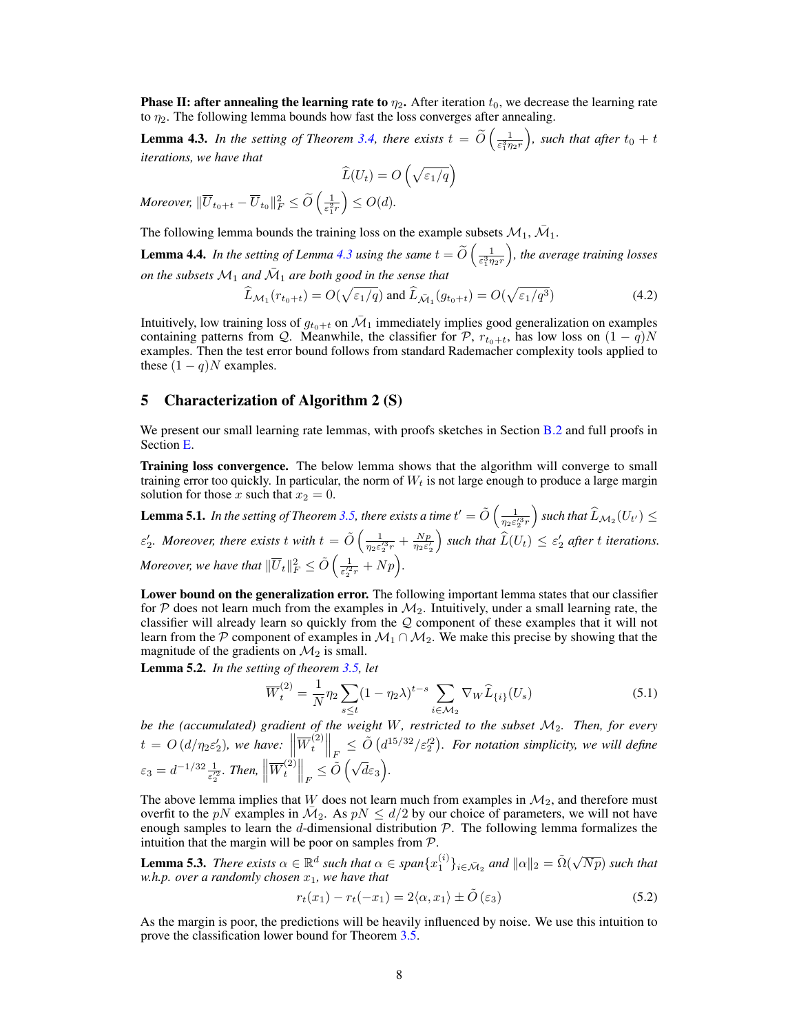**Phase II: after annealing the learning rate to $\eta_2$.** After iteration $t_0$, we decrease the learning rate to $\eta_2$. The following lemma bounds how fast the loss converges after annealing.

**Lemma 4.3.** *In the setting of Theorem 3.4, there exists $t = \widetilde{O}\left(\frac{1}{\varepsilon_1^3 \eta_2 r}\right)$, such that after $t_0 + t$ iterations, we have that*

$$\widehat{L}(U_t) = O\left(\sqrt{\varepsilon_1/q}\right)$$

*Moreover,* $\|\overline{U}_{t_0+t} - \overline{U}_{t_0}\|_F^2 \leq \widetilde{O}\left(\frac{1}{\varepsilon_1^2 r}\right) \leq O(d)$.

The following lemma bounds the training loss on the example subsets $\mathcal{M}_1, \bar{\mathcal{M}}_1$.

**Lemma 4.4.** *In the setting of Lemma 4.3 using the same $t = \widetilde{O}\left(\frac{1}{\varepsilon_1^3 \eta_2 r}\right)$, the average training losses on the subsets $\mathcal{M}_1$ and $\bar{\mathcal{M}}_1$ are both good in the sense that*

$$\widehat{L}_{\mathcal{M}_1}(r_{t_0+t}) = O(\sqrt{\varepsilon_1/q}) \text{ and } \widehat{L}_{\bar{\mathcal{M}}_1}(g_{t_0+t}) = O(\sqrt{\varepsilon_1/q^3}) \tag{4.2}$$

Intuitively, low training loss of $g_{t_0+t}$ on $\bar{\mathcal{M}}_1$ immediately implies good generalization on examples containing patterns from $\mathcal{Q}$. Meanwhile, the classifier for $\mathcal{P}$, $r_{t_0+t}$, has low loss on $(1-q)N$ examples. Then the test error bound follows from standard Rademacher complexity tools applied to these $(1-q)N$ examples.

## 5 Characterization of Algorithm 2 (S)

We present our small learning rate lemmas, with proofs sketches in Section B.2 and full proofs in Section E.

**Training loss convergence.** The below lemma shows that the algorithm will converge to small training error too quickly. In particular, the norm of $W_t$ is not large enough to produce a large margin solution for those $x$ such that $x_2 = 0$.

**Lemma 5.1.** *In the setting of Theorem 3.5, there exists a time $t' = \tilde{O}\left(\frac{1}{\eta_2 \varepsilon_2'^3 r}\right)$ such that $\widehat{L}_{\mathcal{M}_2}(U_{t'}) \leq \varepsilon_2'$. Moreover, there exists $t$ with $t = \tilde{O}\left(\frac{1}{\eta_2 \varepsilon_2'^3 r} + \frac{Np}{\eta_2 \varepsilon_2'}\right)$ such that $\widehat{L}(U_t) \leq \varepsilon_2'$ after $t$ iterations. Moreover, we have that $\|\overline{U}_t\|_F^2 \leq \tilde{O}\left(\frac{1}{\varepsilon_2'^2 r} + Np\right)$.*

**Lower bound on the generalization error.** The following important lemma states that our classifier for $\mathcal{P}$ does not learn much from the examples in $\mathcal{M}_2$. Intuitively, under a small learning rate, the classifier will already learn so quickly from the $\mathcal{Q}$ component of these examples that it will not learn from the $\mathcal{P}$ component of examples in $\mathcal{M}_1 \cap \mathcal{M}_2$. We make this precise by showing that the magnitude of the gradients on $\mathcal{M}_2$ is small.

**Lemma 5.2.** *In the setting of theorem 3.5, let*

$$\overline{W}_t^{(2)} = \frac{1}{N} \eta_2 \sum_{s \leq t} (1 - \eta_2 \lambda)^{t-s} \sum_{i \in \mathcal{M}_2} \nabla_W \widehat{L}_{\{i\}}(U_s) \tag{5.1}$$

*be the (accumulated) gradient of the weight $W$, restricted to the subset $\mathcal{M}_2$. Then, for every $t = O\left(d/\eta_2 \varepsilon_2'\right)$, we have: $\left\|\overline{W}_t^{(2)}\right\|_F \leq \tilde{O}\left(d^{15/32}/\varepsilon_2'^2\right)$. For notation simplicity, we will define $\varepsilon_3 = d^{-1/32} \frac{1}{\varepsilon_2'^2}$. Then, $\left\|\overline{W}_t^{(2)}\right\|_F \leq \tilde{O}\left(\sqrt{d}\varepsilon_3\right)$.*

The above lemma implies that $W$ does not learn much from examples in $\mathcal{M}_2$, and therefore must overfit to the $pN$ examples in $\bar{\mathcal{M}}_2$. As $pN \leq d/2$ by our choice of parameters, we will not have enough samples to learn the $d$-dimensional distribution $\mathcal{P}$. The following lemma formalizes the intuition that the margin will be poor on samples from $\mathcal{P}$.

**Lemma 5.3.** *There exists $\alpha \in \mathbb{R}^d$ such that $\alpha \in \text{span}\{x_1^{(i)}\}_{i \in \bar{\mathcal{M}}_2}$ and $\|\alpha\|_2 = \tilde{\Omega}(\sqrt{Np})$ such that w.h.p. over a randomly chosen $x_1$, we have that*

$$r_t(x_1) - r_t(-x_1) = 2\langle \alpha, x_1 \rangle \pm \tilde{O}\left(\varepsilon_3\right) \tag{5.2}$$

As the margin is poor, the predictions will be heavily influenced by noise. We use this intuition to prove the classification lower bound for Theorem 3.5.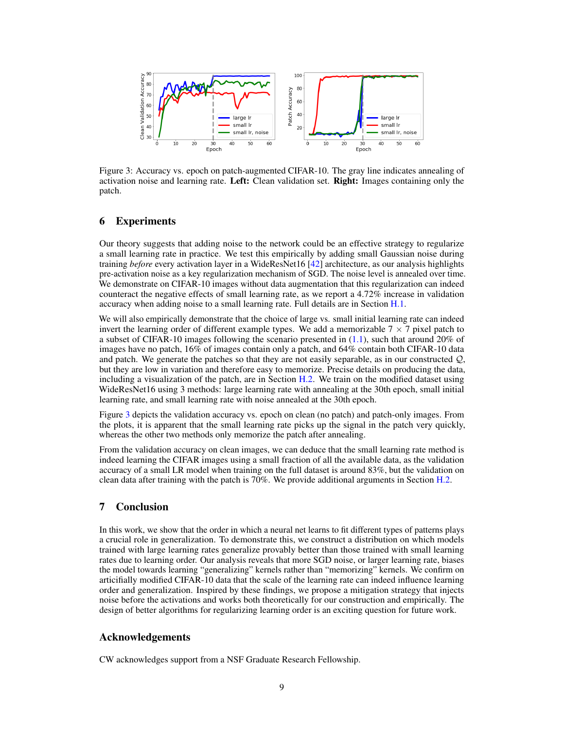Figure 3: Accuracy vs. epoch on patch-augmented CIFAR-10. The gray line indicates annealing of activation noise and learning rate. **Left:** Clean validation set. **Right:** Images containing only the patch.

## 6 Experiments

Our theory suggests that adding noise to the network could be an effective strategy to regularize a small learning rate in practice. We test this empirically by adding small Gaussian noise during training *before* every activation layer in a WideResNet16 [42] architecture, as our analysis highlights pre-activation noise as a key regularization mechanism of SGD. The noise level is annealed over time. We demonstrate on CIFAR-10 images without data augmentation that this regularization can indeed counteract the negative effects of small learning rate, as we report a 4.72% increase in validation accuracy when adding noise to a small learning rate. Full details are in Section H.1.

We will also empirically demonstrate that the choice of large vs. small initial learning rate can indeed invert the learning order of different example types. We add a memorizable $7 \times 7$ pixel patch to a subset of CIFAR-10 images following the scenario presented in (1.1), such that around 20% of images have no patch, 16% of images contain only a patch, and 64% contain both CIFAR-10 data and patch. We generate the patches so that they are not easily separable, as in our constructed $\mathcal{Q}$, but they are low in variation and therefore easy to memorize. Precise details on producing the data, including a visualization of the patch, are in Section H.2. We train on the modified dataset using WideResNet16 using 3 methods: large learning rate with annealing at the 30th epoch, small initial learning rate, and small learning rate with noise annealed at the 30th epoch.

Figure 3 depicts the validation accuracy vs. epoch on clean (no patch) and patch-only images. From the plots, it is apparent that the small learning rate picks up the signal in the patch very quickly, whereas the other two methods only memorize the patch after annealing.

From the validation accuracy on clean images, we can deduce that the small learning rate method is indeed learning the CIFAR images using a small fraction of all the available data, as the validation accuracy of a small LR model when training on the full dataset is around 83%, but the validation on clean data after training with the patch is 70%. We provide additional arguments in Section H.2.

## 7 Conclusion

In this work, we show that the order in which a neural net learns to fit different types of patterns plays a crucial role in generalization. To demonstrate this, we construct a distribution on which models trained with large learning rates generalize provably better than those trained with small learning rates due to learning order. Our analysis reveals that more SGD noise, or larger learning rate, biases the model towards learning "generalizing" kernels rather than "memorizing" kernels. We confirm on artificially modified CIFAR-10 data that the scale of the learning rate can indeed influence learning order and generalization. Inspired by these findings, we propose a mitigation strategy that injects noise before the activations and works both theoretically for our construction and empirically. The design of better algorithms for regularizing learning order is an exciting question for future work.

## Acknowledgements

CW acknowledges support from a NSF Graduate Research Fellowship.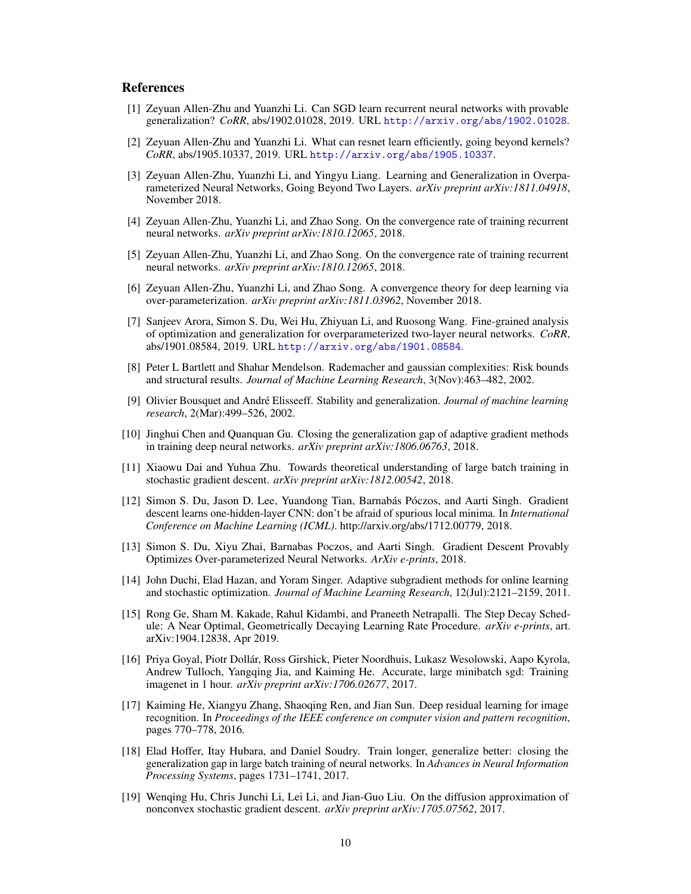## References

[1] Zeyuan Allen-Zhu and Yuanzhi Li. Can SGD learn recurrent neural networks with provable generalization? *CoRR*, abs/1902.01028, 2019. URL http://arxiv.org/abs/1902.01028.

[2] Zeyuan Allen-Zhu and Yuanzhi Li. What can resnet learn efficiently, going beyond kernels? *CoRR*, abs/1905.10337, 2019. URL http://arxiv.org/abs/1905.10337.

[3] Zeyuan Allen-Zhu, Yuanzhi Li, and Yingyu Liang. Learning and Generalization in Overparameterized Neural Networks, Going Beyond Two Layers. *arXiv preprint arXiv:1811.04918*, November 2018.

[4] Zeyuan Allen-Zhu, Yuanzhi Li, and Zhao Song. On the convergence rate of training recurrent neural networks. *arXiv preprint arXiv:1810.12065*, 2018.

[5] Zeyuan Allen-Zhu, Yuanzhi Li, and Zhao Song. On the convergence rate of training recurrent neural networks. *arXiv preprint arXiv:1810.12065*, 2018.

[6] Zeyuan Allen-Zhu, Yuanzhi Li, and Zhao Song. A convergence theory for deep learning via over-parameterization. *arXiv preprint arXiv:1811.03962*, November 2018.

[7] Sanjeev Arora, Simon S. Du, Wei Hu, Zhiyuan Li, and Ruosong Wang. Fine-grained analysis of optimization and generalization for overparameterized two-layer neural networks. *CoRR*, abs/1901.08584, 2019. URL http://arxiv.org/abs/1901.08584.

[8] Peter L Bartlett and Shahar Mendelson. Rademacher and gaussian complexities: Risk bounds and structural results. *Journal of Machine Learning Research*, 3(Nov):463–482, 2002.

[9] Olivier Bousquet and André Elisseeff. Stability and generalization. *Journal of machine learning research*, 2(Mar):499–526, 2002.

[10] Jinghui Chen and Quanquan Gu. Closing the generalization gap of adaptive gradient methods in training deep neural networks. *arXiv preprint arXiv:1806.06763*, 2018.

[11] Xiaowu Dai and Yuhua Zhu. Towards theoretical understanding of large batch training in stochastic gradient descent. *arXiv preprint arXiv:1812.00542*, 2018.

[12] Simon S. Du, Jason D. Lee, Yuandong Tian, Barnabás Póczos, and Aarti Singh. Gradient descent learns one-hidden-layer CNN: don't be afraid of spurious local minima. In *International Conference on Machine Learning (ICML)*. http://arxiv.org/abs/1712.00779, 2018.

[13] Simon S. Du, Xiyu Zhai, Barnabas Poczos, and Aarti Singh. Gradient Descent Provably Optimizes Over-parameterized Neural Networks. *ArXiv e-prints*, 2018.

[14] John Duchi, Elad Hazan, and Yoram Singer. Adaptive subgradient methods for online learning and stochastic optimization. *Journal of Machine Learning Research*, 12(Jul):2121–2159, 2011.

[15] Rong Ge, Sham M. Kakade, Rahul Kidambi, and Praneeth Netrapalli. The Step Decay Schedule: A Near Optimal, Geometrically Decaying Learning Rate Procedure. *arXiv e-prints*, art. arXiv:1904.12838, Apr 2019.

[16] Priya Goyal, Piotr Dollár, Ross Girshick, Pieter Noordhuis, Lukasz Wesolowski, Aapo Kyrola, Andrew Tulloch, Yangqing Jia, and Kaiming He. Accurate, large minibatch sgd: Training imagenet in 1 hour. *arXiv preprint arXiv:1706.02677*, 2017.

[17] Kaiming He, Xiangyu Zhang, Shaoqing Ren, and Jian Sun. Deep residual learning for image recognition. In *Proceedings of the IEEE conference on computer vision and pattern recognition*, pages 770–778, 2016.

[18] Elad Hoffer, Itay Hubara, and Daniel Soudry. Train longer, generalize better: closing the generalization gap in large batch training of neural networks. In *Advances in Neural Information Processing Systems*, pages 1731–1741, 2017.

[19] Wenqing Hu, Chris Junchi Li, Lei Li, and Jian-Guo Liu. On the diffusion approximation of nonconvex stochastic gradient descent. *arXiv preprint arXiv:1705.07562*, 2017.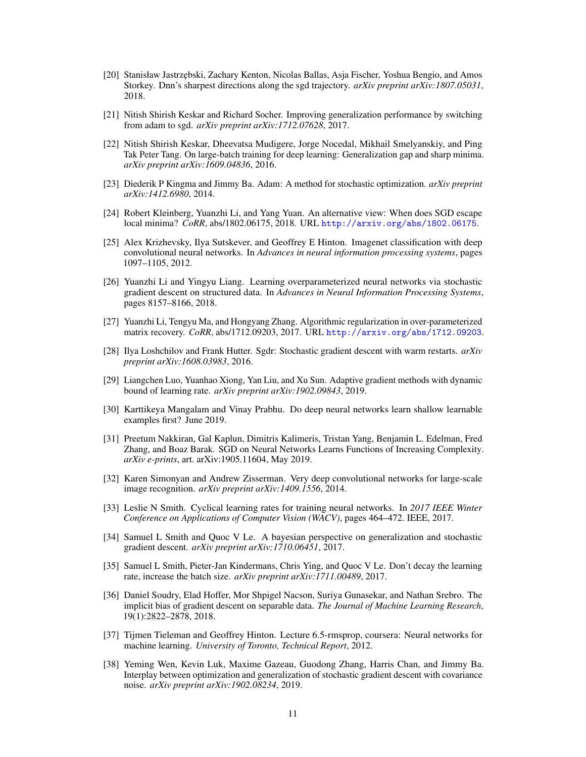[20] Stanisław Jastrzębski, Zachary Kenton, Nicolas Ballas, Asja Fischer, Yoshua Bengio, and Amos Storkey. Dnn's sharpest directions along the sgd trajectory. *arXiv preprint arXiv:1807.05031*, 2018.

[21] Nitish Shirish Keskar and Richard Socher. Improving generalization performance by switching from adam to sgd. *arXiv preprint arXiv:1712.07628*, 2017.

[22] Nitish Shirish Keskar, Dheevatsa Mudigere, Jorge Nocedal, Mikhail Smelyanskiy, and Ping Tak Peter Tang. On large-batch training for deep learning: Generalization gap and sharp minima. *arXiv preprint arXiv:1609.04836*, 2016.

[23] Diederik P Kingma and Jimmy Ba. Adam: A method for stochastic optimization. *arXiv preprint arXiv:1412.6980*, 2014.

[24] Robert Kleinberg, Yuanzhi Li, and Yang Yuan. An alternative view: When does SGD escape local minima? *CoRR*, abs/1802.06175, 2018. URL http://arxiv.org/abs/1802.06175.

[25] Alex Krizhevsky, Ilya Sutskever, and Geoffrey E Hinton. Imagenet classification with deep convolutional neural networks. In *Advances in neural information processing systems*, pages 1097–1105, 2012.

[26] Yuanzhi Li and Yingyu Liang. Learning overparameterized neural networks via stochastic gradient descent on structured data. In *Advances in Neural Information Processing Systems*, pages 8157–8166, 2018.

[27] Yuanzhi Li, Tengyu Ma, and Hongyang Zhang. Algorithmic regularization in over-parameterized matrix recovery. *CoRR*, abs/1712.09203, 2017. URL http://arxiv.org/abs/1712.09203.

[28] Ilya Loshchilov and Frank Hutter. Sgdr: Stochastic gradient descent with warm restarts. *arXiv preprint arXiv:1608.03983*, 2016.

[29] Liangchen Luo, Yuanhao Xiong, Yan Liu, and Xu Sun. Adaptive gradient methods with dynamic bound of learning rate. *arXiv preprint arXiv:1902.09843*, 2019.

[30] Karttikeya Mangalam and Vinay Prabhu. Do deep neural networks learn shallow learnable examples first? June 2019.

[31] Preetum Nakkiran, Gal Kaplun, Dimitris Kalimeris, Tristan Yang, Benjamin L. Edelman, Fred Zhang, and Boaz Barak. SGD on Neural Networks Learns Functions of Increasing Complexity. *arXiv e-prints*, art. arXiv:1905.11604, May 2019.

[32] Karen Simonyan and Andrew Zisserman. Very deep convolutional networks for large-scale image recognition. *arXiv preprint arXiv:1409.1556*, 2014.

[33] Leslie N Smith. Cyclical learning rates for training neural networks. In *2017 IEEE Winter Conference on Applications of Computer Vision (WACV)*, pages 464–472. IEEE, 2017.

[34] Samuel L Smith and Quoc V Le. A bayesian perspective on generalization and stochastic gradient descent. *arXiv preprint arXiv:1710.06451*, 2017.

[35] Samuel L Smith, Pieter-Jan Kindermans, Chris Ying, and Quoc V Le. Don't decay the learning rate, increase the batch size. *arXiv preprint arXiv:1711.00489*, 2017.

[36] Daniel Soudry, Elad Hoffer, Mor Shpigel Nacson, Suriya Gunasekar, and Nathan Srebro. The implicit bias of gradient descent on separable data. *The Journal of Machine Learning Research*, 19(1):2822–2878, 2018.

[37] Tijmen Tieleman and Geoffrey Hinton. Lecture 6.5-rmsprop, coursera: Neural networks for machine learning. *University of Toronto, Technical Report*, 2012.

[38] Yeming Wen, Kevin Luk, Maxime Gazeau, Guodong Zhang, Harris Chan, and Jimmy Ba. Interplay between optimization and generalization of stochastic gradient descent with covariance noise. *arXiv preprint arXiv:1902.08234*, 2019.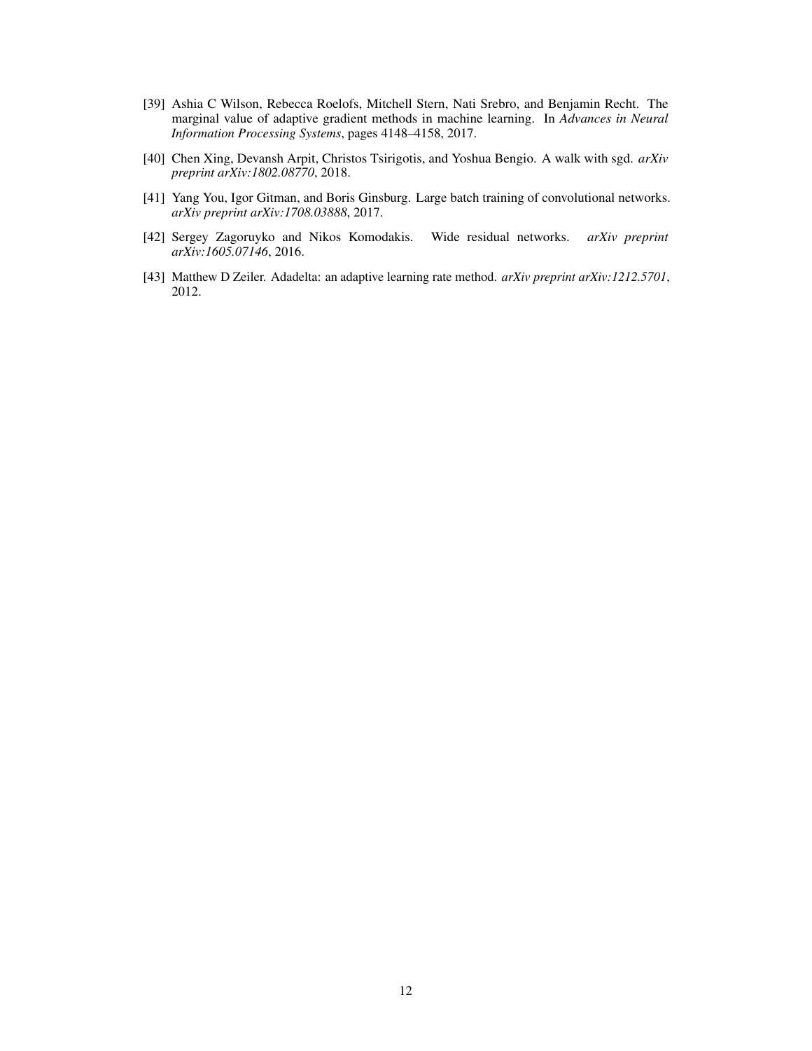[39] Ashia C Wilson, Rebecca Roelofs, Mitchell Stern, Nati Srebro, and Benjamin Recht. The marginal value of adaptive gradient methods in machine learning. In *Advances in Neural Information Processing Systems*, pages 4148–4158, 2017.

[40] Chen Xing, Devansh Arpit, Christos Tsirigotis, and Yoshua Bengio. A walk with sgd. *arXiv preprint arXiv:1802.08770*, 2018.

[41] Yang You, Igor Gitman, and Boris Ginsburg. Large batch training of convolutional networks. *arXiv preprint arXiv:1708.03888*, 2017.

[42] Sergey Zagoruyko and Nikos Komodakis. Wide residual networks. *arXiv preprint arXiv:1605.07146*, 2016.

[43] Matthew D Zeiler. Adadelta: an adaptive learning rate method. *arXiv preprint arXiv:1212.5701*, 2012.